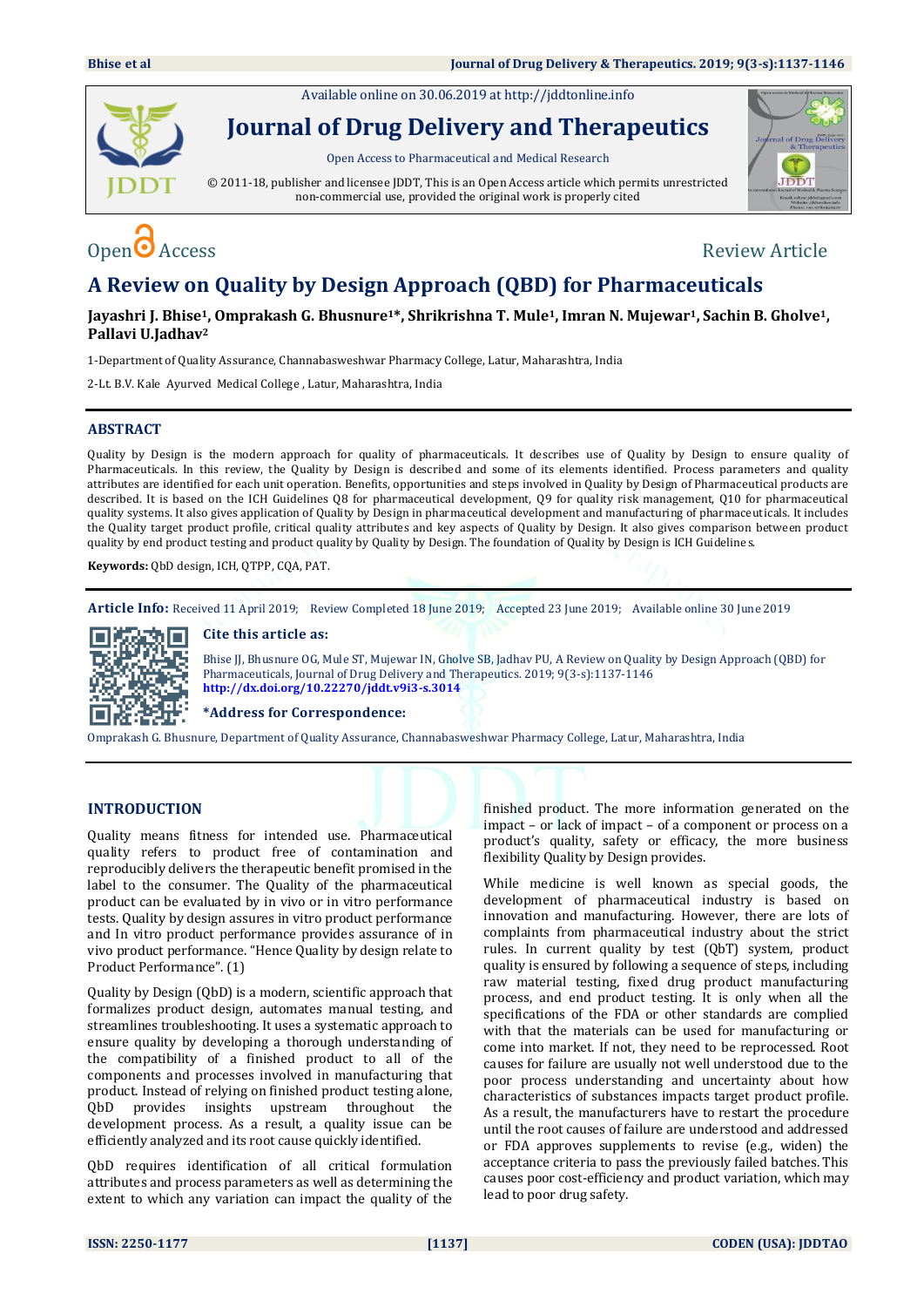Available online on 30.06.2019 at http://jddtonline.info

# Journal of Drug Delivery and Therapeutics

Open Access to Pharmaceutical and Medical Research

© 2011-18, publisher and licensee JDDT, This is an Open Access article which permits unrestricted non-commercial use, provided the original work is properly cited

Open Access Review Article

# A Review on Quality by Design Approach (QBD) for Pharmaceuticals

**Jayashri J. Bhise[1], Omprakash G. Bhusnure[1]*, Shrikrishna T. Mule[1], Imran N. Mujewar[1], Sachin B. Gholve[1], Pallavi U.Jadhav[2]**

1-Department of Quality Assurance, Channabasweshwar Pharmacy College, Latur, Maharashtra, India

2-Lt. B.V. Kale Ayurved Medical College , Latur, Maharashtra, India

## ABSTRACT

Quality by Design is the modern approach for quality of pharmaceuticals. It describes use of Quality by Design to ensure quality of Pharmaceuticals. In this review, the Quality by Design is described and some of its elements identified. Process parameters and quality attributes are identified for each unit operation. Benefits, opportunities and steps involved in Quality by Design of Pharmaceutical products are described. It is based on the ICH Guidelines Q8 for pharmaceutical development, Q9 for quality risk management, Q10 for pharmaceutical quality systems. It also gives application of Quality by Design in pharmaceutical development and manufacturing of pharmaceuticals. It includes the Quality target product profile, critical quality attributes and key aspects of Quality by Design. It also gives comparison between product quality by end product testing and product quality by Quality by Design. The foundation of Quality by Design is ICH Guidelines.

**Keywords:** QbD design, ICH, QTPP, CQA, PAT.

**Article Info:** Received 11 April 2019; Review Completed 18 June 2019; Accepted 23 June 2019; Available online 30 June 2019

**Cite this article as:**

Bhise JJ, Bhusnure OG, Mule ST, Mujewar IN, Gholve SB, Jadhav PU, A Review on Quality by Design Approach (QBD) for Pharmaceuticals, Journal of Drug Delivery and Therapeutics. 2019; 9(3-s):1137-1146

**http://dx.doi.org/10.22270/jddt.v9i3-s.3014**

**\*Address for Correspondence:**

Omprakash G. Bhusnure, Department of Quality Assurance, Channabasweshwar Pharmacy College, Latur, Maharashtra, India

## INTRODUCTION

Quality means fitness for intended use. Pharmaceutical quality refers to product free of contamination and reproducibly delivers the therapeutic benefit promised in the label to the consumer. The Quality of the pharmaceutical product can be evaluated by in vivo or in vitro performance tests. Quality by design assures in vitro product performance and In vitro product performance provides assurance of in vivo product performance. "Hence Quality by design relate to Product Performance". (1)

Quality by Design (QbD) is a modern, scientific approach that formalizes product design, automates manual testing, and streamlines troubleshooting. It uses a systematic approach to ensure quality by developing a thorough understanding of the compatibility of a finished product to all of the components and processes involved in manufacturing that product. Instead of relying on finished product testing alone, QbD provides insights upstream throughout the development process. As a result, a quality issue can be efficiently analyzed and its root cause quickly identified.

QbD requires identification of all critical formulation attributes and process parameters as well as determining the extent to which any variation can impact the quality of the finished product. The more information generated on the impact – or lack of impact – of a component or process on a product's quality, safety or efficacy, the more business flexibility Quality by Design provides.

While medicine is well known as special goods, the development of pharmaceutical industry is based on innovation and manufacturing. However, there are lots of complaints from pharmaceutical industry about the strict rules. In current quality by test (QbT) system, product quality is ensured by following a sequence of steps, including raw material testing, fixed drug product manufacturing process, and end product testing. It is only when all the specifications of the FDA or other standards are complied with that the materials can be used for manufacturing or come into market. If not, they need to be reprocessed. Root causes for failure are usually not well understood due to the poor process understanding and uncertainty about how characteristics of substances impacts target product profile. As a result, the manufacturers have to restart the procedure until the root causes of failure are understood and addressed or FDA approves supplements to revise (e.g., widen) the acceptance criteria to pass the previously failed batches. This causes poor cost-efficiency and product variation, which may lead to poor drug safety.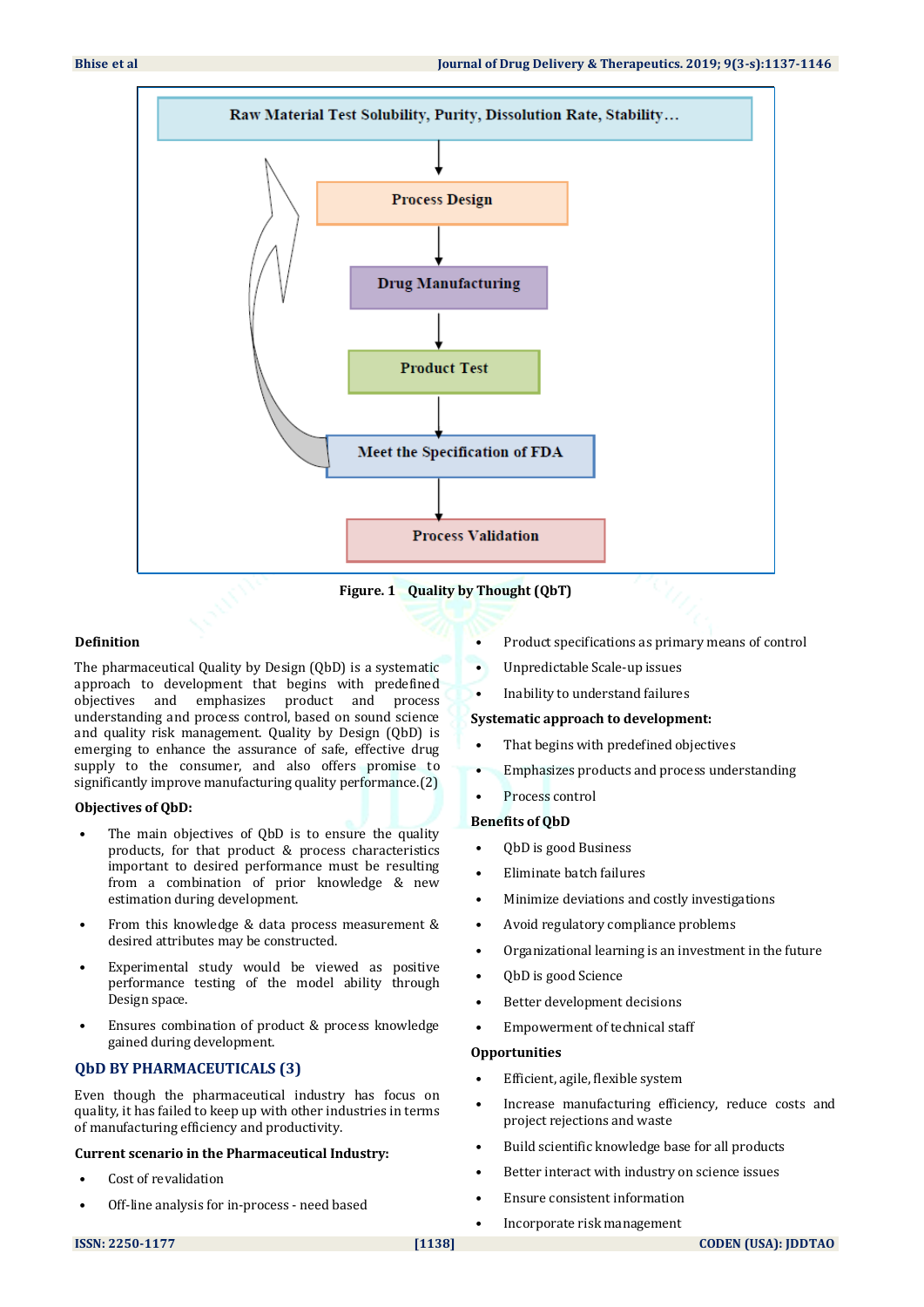Raw Material Test Solubility, Purity, Dissolution Rate, Stability…

Process Design

Drug Manufacturing

Product Test

Meet the Specification of FDA

Process Validation

**Figure. 1 Quality by Thought (QbT)**

**Definition**

The pharmaceutical Quality by Design (QbD) is a systematic approach to development that begins with predefined objectives and emphasizes product and process understanding and process control, based on sound science and quality risk management. Quality by Design (QbD) is emerging to enhance the assurance of safe, effective drug supply to the consumer, and also offers promise to significantly improve manufacturing quality performance.(2)

**Objectives of QbD:**

- The main objectives of QbD is to ensure the quality products, for that product & process characteristics important to desired performance must be resulting from a combination of prior knowledge & new estimation during development.
- From this knowledge & data process measurement & desired attributes may be constructed.
- Experimental study would be viewed as positive performance testing of the model ability through Design space.
- Ensures combination of product & process knowledge gained during development.

## QbD BY PHARMACEUTICALS (3)

Even though the pharmaceutical industry has focus on quality, it has failed to keep up with other industries in terms of manufacturing efficiency and productivity.

**Current scenario in the Pharmaceutical Industry:**

- Cost of revalidation
- Off-line analysis for in-process - need based
- Product specifications as primary means of control
- Unpredictable Scale-up issues
- Inability to understand failures

**Systematic approach to development:**

- That begins with predefined objectives
- Emphasizes products and process understanding
- Process control

**Benefits of QbD**

- QbD is good Business
- Eliminate batch failures
- Minimize deviations and costly investigations
- Avoid regulatory compliance problems
- Organizational learning is an investment in the future
- QbD is good Science
- Better development decisions
- Empowerment of technical staff

**Opportunities**

- Efficient, agile, flexible system
- Increase manufacturing efficiency, reduce costs and project rejections and waste
- Build scientific knowledge base for all products
- Better interact with industry on science issues
- Ensure consistent information
- Incorporate risk management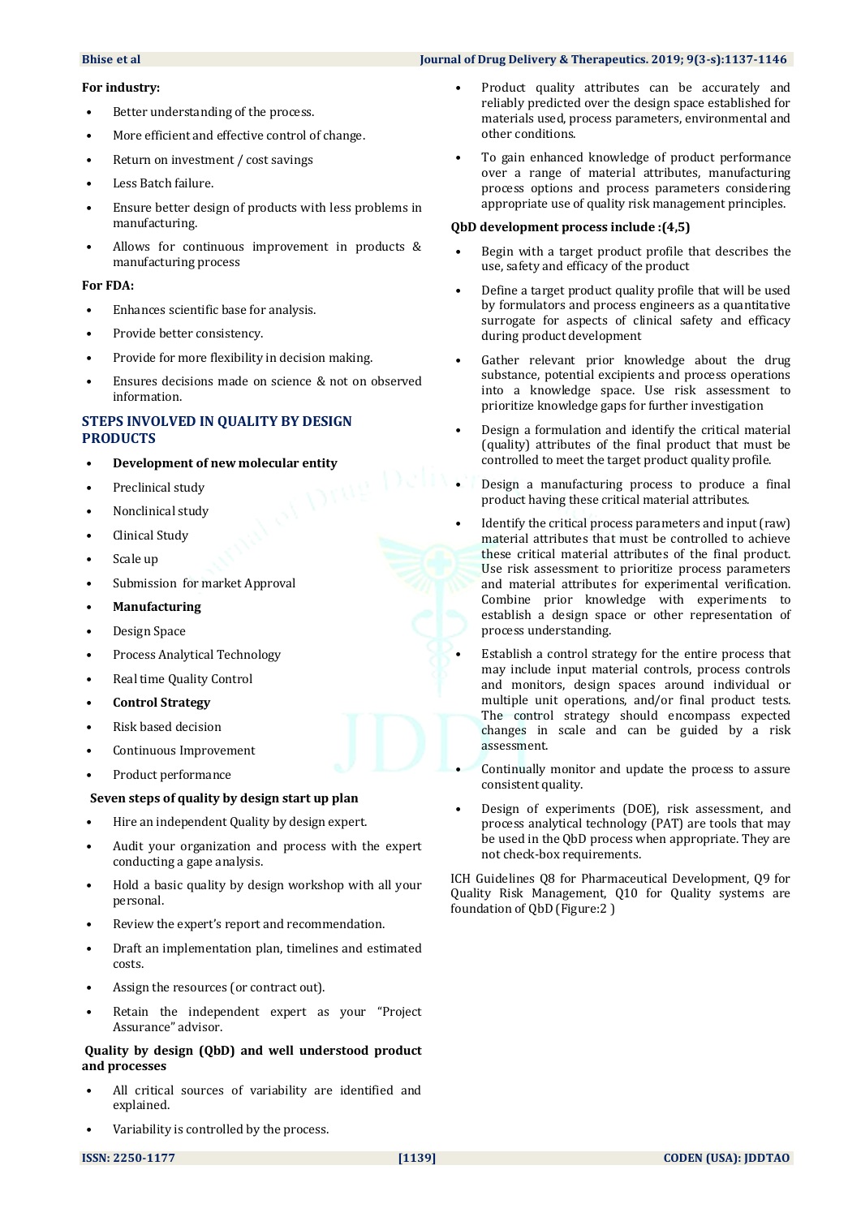**For industry:**

- Better understanding of the process.
- More efficient and effective control of change.
- Return on investment / cost savings
- Less Batch failure.
- Ensure better design of products with less problems in manufacturing.
- Allows for continuous improvement in products & manufacturing process

**For FDA:**

- Enhances scientific base for analysis.
- Provide better consistency.
- Provide for more flexibility in decision making.
- Ensures decisions made on science & not on observed information.

## STEPS INVOLVED IN QUALITY BY DESIGN PRODUCTS

- **Development of new molecular entity**
- Preclinical study
- Nonclinical study
- Clinical Study
- Scale up
- Submission for market Approval
- **Manufacturing**
- Design Space
- Process Analytical Technology
- Real time Quality Control
- **Control Strategy**
- Risk based decision
- Continuous Improvement
- Product performance

**Seven steps of quality by design start up plan**

- Hire an independent Quality by design expert.
- Audit your organization and process with the expert conducting a gape analysis.
- Hold a basic quality by design workshop with all your personal.
- Review the expert's report and recommendation.
- Draft an implementation plan, timelines and estimated costs.
- Assign the resources (or contract out).
- Retain the independent expert as your "Project Assurance" advisor.

**Quality by design (QbD) and well understood product and processes**

- All critical sources of variability are identified and explained.
- Variability is controlled by the process.
- Product quality attributes can be accurately and reliably predicted over the design space established for materials used, process parameters, environmental and other conditions.
- To gain enhanced knowledge of product performance over a range of material attributes, manufacturing process options and process parameters considering appropriate use of quality risk management principles.

**QbD development process include :(4,5)**

- Begin with a target product profile that describes the use, safety and efficacy of the product
- Define a target product quality profile that will be used by formulators and process engineers as a quantitative surrogate for aspects of clinical safety and efficacy during product development
- Gather relevant prior knowledge about the drug substance, potential excipients and process operations into a knowledge space. Use risk assessment to prioritize knowledge gaps for further investigation
- Design a formulation and identify the critical material (quality) attributes of the final product that must be controlled to meet the target product quality profile.
- Design a manufacturing process to produce a final product having these critical material attributes.
- Identify the critical process parameters and input (raw) material attributes that must be controlled to achieve these critical material attributes of the final product. Use risk assessment to prioritize process parameters and material attributes for experimental verification. Combine prior knowledge with experiments to establish a design space or other representation of process understanding.
- Establish a control strategy for the entire process that may include input material controls, process controls and monitors, design spaces around individual or multiple unit operations, and/or final product tests. The control strategy should encompass expected changes in scale and can be guided by a risk assessment.
- Continually monitor and update the process to assure consistent quality.
- Design of experiments (DOE), risk assessment, and process analytical technology (PAT) are tools that may be used in the QbD process when appropriate. They are not check-box requirements.

ICH Guidelines Q8 for Pharmaceutical Development, Q9 for Quality Risk Management, Q10 for Quality systems are foundation of QbD (Figure:2 )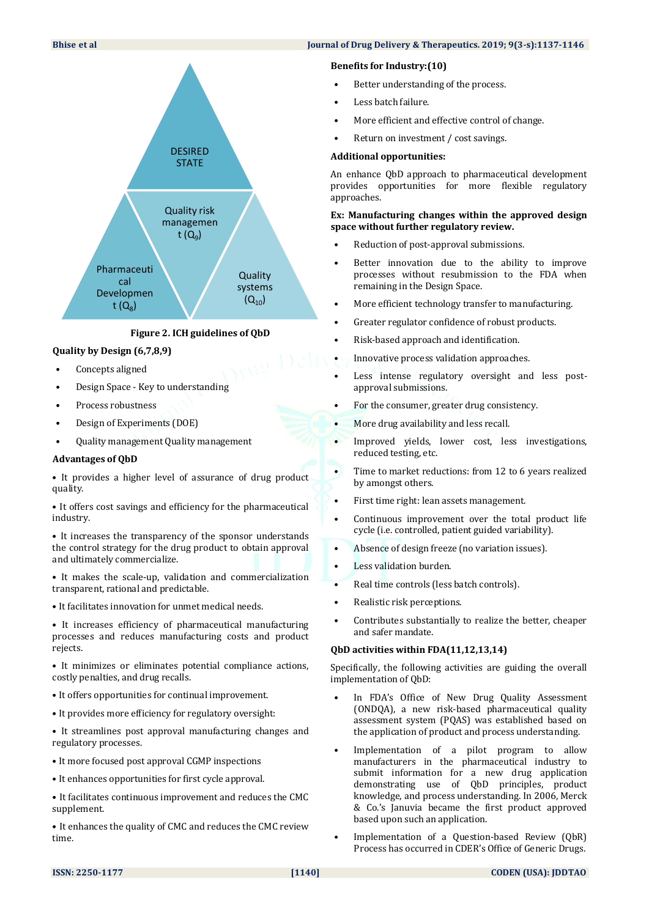DESIRED STATE

Quality risk management ($Q_9$)

Pharmaceutical Development ($Q_8$)

Quality systems ($Q_{10}$)

**Figure 2. ICH guidelines of QbD**

**Quality by Design (6,7,8,9)**

- Concepts aligned
- Design Space - Key to understanding
- Process robustness
- Design of Experiments (DOE)
- Quality management Quality management

**Advantages of QbD**

• It provides a higher level of assurance of drug product quality.

• It offers cost savings and efficiency for the pharmaceutical industry.

• It increases the transparency of the sponsor understands the control strategy for the drug product to obtain approval and ultimately commercialize.

• It makes the scale-up, validation and commercialization transparent, rational and predictable.

• It facilitates innovation for unmet medical needs.

• It increases efficiency of pharmaceutical manufacturing processes and reduces manufacturing costs and product rejects.

• It minimizes or eliminates potential compliance actions, costly penalties, and drug recalls.

• It offers opportunities for continual improvement.

• It provides more efficiency for regulatory oversight:

• It streamlines post approval manufacturing changes and regulatory processes.

• It more focused post approval CGMP inspections

• It enhances opportunities for first cycle approval.

• It facilitates continuous improvement and reduces the CMC supplement.

• It enhances the quality of CMC and reduces the CMC review time.

**Benefits for Industry:(10)**

- Better understanding of the process.
- Less batch failure.
- More efficient and effective control of change.
- Return on investment / cost savings.

**Additional opportunities:**

An enhance QbD approach to pharmaceutical development provides opportunities for more flexible regulatory approaches.

**Ex: Manufacturing changes within the approved design space without further regulatory review.**

- Reduction of post-approval submissions.
- Better innovation due to the ability to improve processes without resubmission to the FDA when remaining in the Design Space.
- More efficient technology transfer to manufacturing.
- Greater regulator confidence of robust products.
- Risk-based approach and identification.
- Innovative process validation approaches.
- Less intense regulatory oversight and less post-approval submissions.
- For the consumer, greater drug consistency.
- More drug availability and less recall.
- Improved yields, lower cost, less investigations, reduced testing, etc.
- Time to market reductions: from 12 to 6 years realized by amongst others.
- First time right: lean assets management.
- Continuous improvement over the total product life cycle (i.e. controlled, patient guided variability).
- Absence of design freeze (no variation issues).
- Less validation burden.
- Real time controls (less batch controls).
- Realistic risk perceptions.
- Contributes substantially to realize the better, cheaper and safer mandate.

**QbD activities within FDA(11,12,13,14)**

Specifically, the following activities are guiding the overall implementation of QbD:

- In FDA's Office of New Drug Quality Assessment (ONDQA), a new risk-based pharmaceutical quality assessment system (PQAS) was established based on the application of product and process understanding.
- Implementation of a pilot program to allow manufacturers in the pharmaceutical industry to submit information for a new drug application demonstrating use of QbD principles, product knowledge, and process understanding. In 2006, Merck & Co.'s Januvia became the first product approved based upon such an application.
- Implementation of a Question-based Review (QbR) Process has occurred in CDER's Office of Generic Drugs.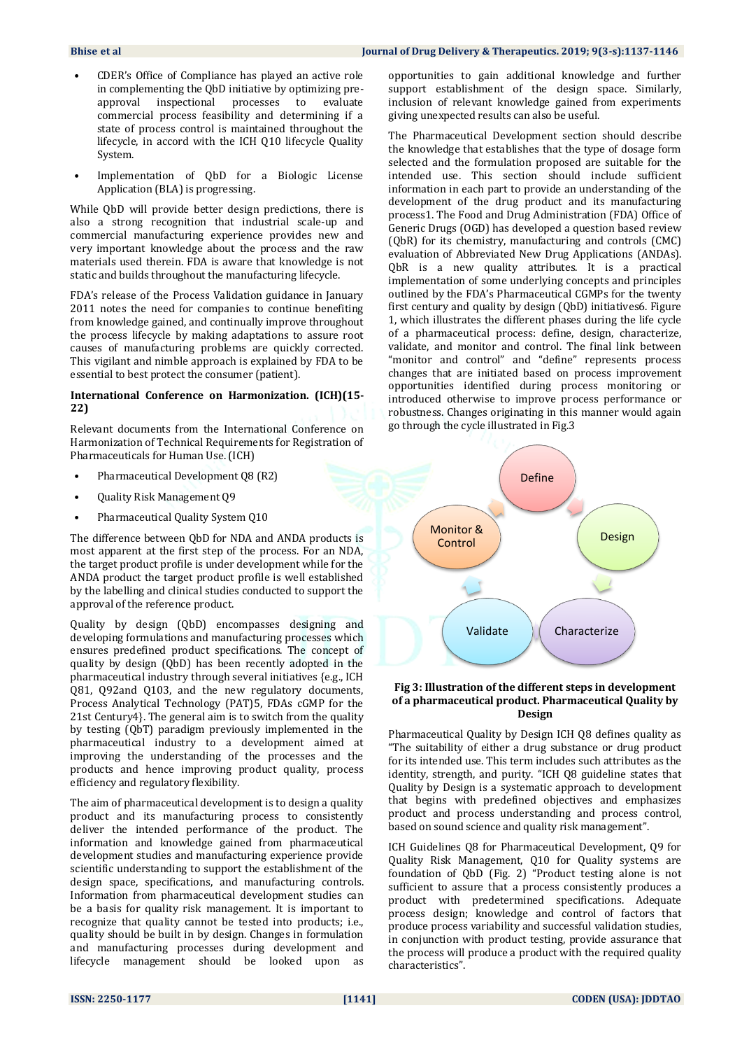- CDER's Office of Compliance has played an active role in complementing the QbD initiative by optimizing pre-approval inspectional processes to evaluate commercial process feasibility and determining if a state of process control is maintained throughout the lifecycle, in accord with the ICH Q10 lifecycle Quality System.
- Implementation of QbD for a Biologic License Application (BLA) is progressing.

While QbD will provide better design predictions, there is also a strong recognition that industrial scale-up and commercial manufacturing experience provides new and very important knowledge about the process and the raw materials used therein. FDA is aware that knowledge is not static and builds throughout the manufacturing lifecycle.

FDA's release of the Process Validation guidance in January 2011 notes the need for companies to continue benefiting from knowledge gained, and continually improve throughout the process lifecycle by making adaptations to assure root causes of manufacturing problems are quickly corrected. This vigilant and nimble approach is explained by FDA to be essential to best protect the consumer (patient).

### International Conference on Harmonization. (ICH)(15-22)

Relevant documents from the International Conference on Harmonization of Technical Requirements for Registration of Pharmaceuticals for Human Use. (ICH)

- Pharmaceutical Development Q8 (R2)
- Quality Risk Management Q9
- Pharmaceutical Quality System Q10

The difference between QbD for NDA and ANDA products is most apparent at the first step of the process. For an NDA, the target product profile is under development while for the ANDA product the target product profile is well established by the labelling and clinical studies conducted to support the approval of the reference product.

Quality by design (QbD) encompasses designing and developing formulations and manufacturing processes which ensures predefined product specifications. The concept of quality by design (QbD) has been recently adopted in the pharmaceutical industry through several initiatives {e.g., ICH Q81, Q92and Q103, and the new regulatory documents, Process Analytical Technology (PAT)5, FDAs cGMP for the 21st Century4}. The general aim is to switch from the quality by testing (QbT) paradigm previously implemented in the pharmaceutical industry to a development aimed at improving the understanding of the processes and the products and hence improving product quality, process efficiency and regulatory flexibility.

The aim of pharmaceutical development is to design a quality product and its manufacturing process to consistently deliver the intended performance of the product. The information and knowledge gained from pharmaceutical development studies and manufacturing experience provide scientific understanding to support the establishment of the design space, specifications, and manufacturing controls. Information from pharmaceutical development studies can be a basis for quality risk management. It is important to recognize that quality cannot be tested into products; i.e., quality should be built in by design. Changes in formulation and manufacturing processes during development and lifecycle management should be looked upon as opportunities to gain additional knowledge and further support establishment of the design space. Similarly, inclusion of relevant knowledge gained from experiments giving unexpected results can also be useful.

The Pharmaceutical Development section should describe the knowledge that establishes that the type of dosage form selected and the formulation proposed are suitable for the intended use. This section should include sufficient information in each part to provide an understanding of the development of the drug product and its manufacturing process1. The Food and Drug Administration (FDA) Office of Generic Drugs (OGD) has developed a question based review (QbR) for its chemistry, manufacturing and controls (CMC) evaluation of Abbreviated New Drug Applications (ANDAs). QbR is a new quality attributes. It is a practical implementation of some underlying concepts and principles outlined by the FDA's Pharmaceutical CGMPs for the twenty first century and quality by design (QbD) initiatives6. Figure 1, which illustrates the different phases during the life cycle of a pharmaceutical process: define, design, characterize, validate, and monitor and control. The final link between "monitor and control" and "define" represents process changes that are initiated based on process improvement opportunities identified during process monitoring or introduced otherwise to improve process performance or robustness. Changes originating in this manner would again go through the cycle illustrated in Fig.3

Define → Design → Characterize → Validate → Monitor & Control

**Fig 3: Illustration of the different steps in development of a pharmaceutical product. Pharmaceutical Quality by Design**

Pharmaceutical Quality by Design ICH Q8 defines quality as "The suitability of either a drug substance or drug product for its intended use. This term includes such attributes as the identity, strength, and purity. "ICH Q8 guideline states that Quality by Design is a systematic approach to development that begins with predefined objectives and emphasizes product and process understanding and process control, based on sound science and quality risk management".

ICH Guidelines Q8 for Pharmaceutical Development, Q9 for Quality Risk Management, Q10 for Quality systems are foundation of QbD (Fig. 2) "Product testing alone is not sufficient to assure that a process consistently produces a product with predetermined specifications. Adequate process design; knowledge and control of factors that produce process variability and successful validation studies, in conjunction with product testing, provide assurance that the process will produce a product with the required quality characteristics".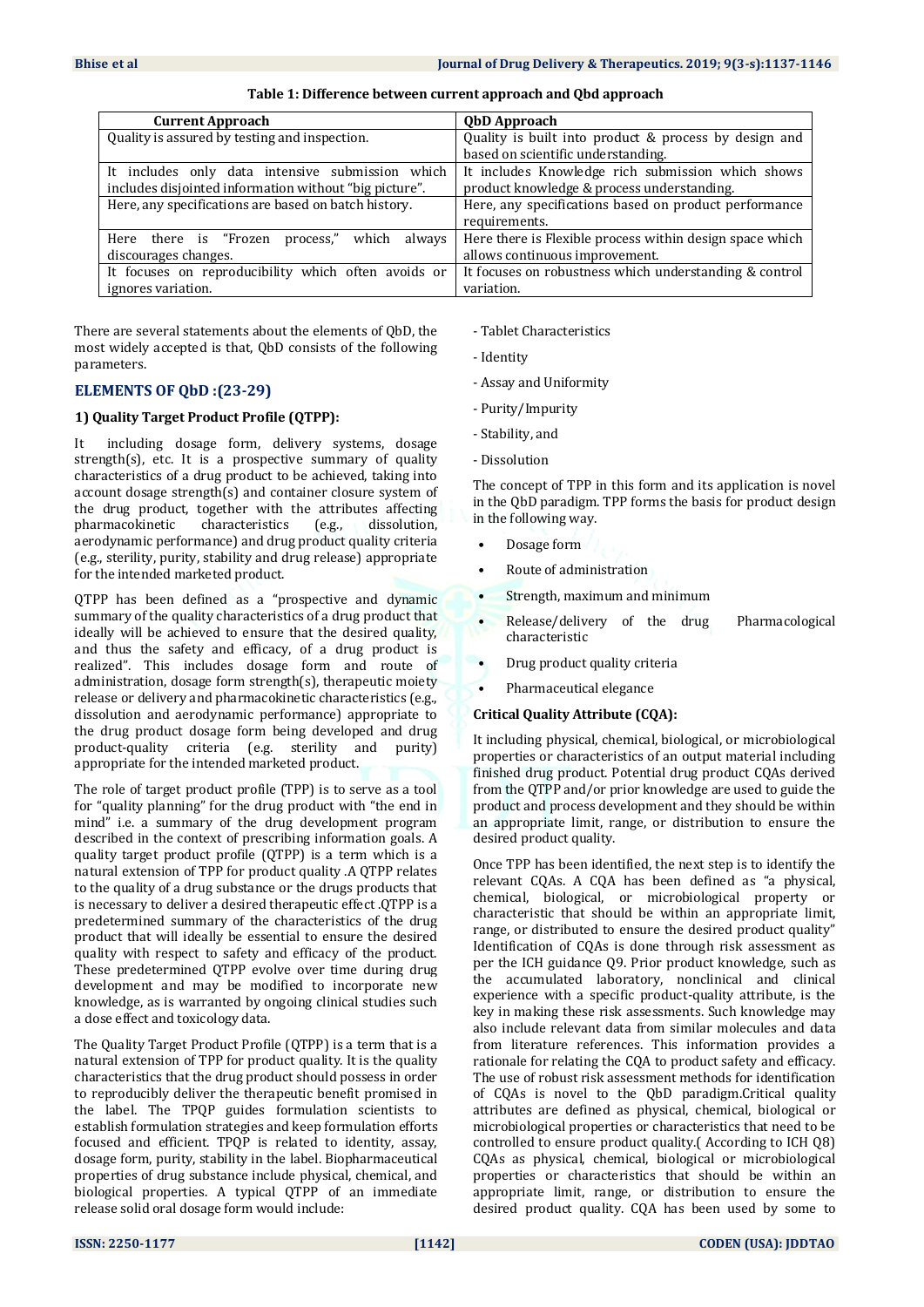**Table 1: Difference between current approach and Qbd approach**

| Current Approach | QbD Approach |
|---|---|
| Quality is assured by testing and inspection. | Quality is built into product & process by design and based on scientific understanding. |
| It includes only data intensive submission which includes disjointed information without "big picture". | It includes Knowledge rich submission which shows product knowledge & process understanding. |
| Here, any specifications are based on batch history. | Here, any specifications based on product performance requirements. |
| Here there is "Frozen process," which always discourages changes. | Here there is Flexible process within design space which allows continuous improvement. |
| It focuses on reproducibility which often avoids or ignores variation. | It focuses on robustness which understanding & control variation. |

There are several statements about the elements of QbD, the most widely accepted is that, QbD consists of the following parameters.

## ELEMENTS OF QbD :(23-29)

### 1) Quality Target Product Profile (QTPP):

It including dosage form, delivery systems, dosage strength(s), etc. It is a prospective summary of quality characteristics of a drug product to be achieved, taking into account dosage strength(s) and container closure system of the drug product, together with the attributes affecting pharmacokinetic characteristics (e.g., dissolution, aerodynamic performance) and drug product quality criteria (e.g., sterility, purity, stability and drug release) appropriate for the intended marketed product.

QTPP has been defined as a "prospective and dynamic summary of the quality characteristics of a drug product that ideally will be achieved to ensure that the desired quality, and thus the safety and efficacy, of a drug product is realized". This includes dosage form and route of administration, dosage form strength(s), therapeutic moiety release or delivery and pharmacokinetic characteristics (e.g., dissolution and aerodynamic performance) appropriate to the drug product dosage form being developed and drug product-quality criteria (e.g. sterility and purity) appropriate for the intended marketed product.

The role of target product profile (TPP) is to serve as a tool for "quality planning" for the drug product with "the end in mind" i.e. a summary of the drug development program described in the context of prescribing information goals. A quality target product profile (QTPP) is a term which is a natural extension of TPP for product quality .A QTPP relates to the quality of a drug substance or the drugs products that is necessary to deliver a desired therapeutic effect .QTPP is a predetermined summary of the characteristics of the drug product that will ideally be essential to ensure the desired quality with respect to safety and efficacy of the product. These predetermined QTPP evolve over time during drug development and may be modified to incorporate new knowledge, as is warranted by ongoing clinical studies such a dose effect and toxicology data.

The Quality Target Product Profile (QTPP) is a term that is a natural extension of TPP for product quality. It is the quality characteristics that the drug product should possess in order to reproducibly deliver the therapeutic benefit promised in the label. The TPQP guides formulation scientists to establish formulation strategies and keep formulation efforts focused and efficient. TPQP is related to identity, assay, dosage form, purity, stability in the label. Biopharmaceutical properties of drug substance include physical, chemical, and biological properties. A typical QTPP of an immediate release solid oral dosage form would include:

- Tablet Characteristics
- Identity
- Assay and Uniformity
- Purity/Impurity
- Stability, and
- Dissolution

The concept of TPP in this form and its application is novel in the QbD paradigm. TPP forms the basis for product design in the following way.

- Dosage form
- Route of administration
- Strength, maximum and minimum
- Release/delivery of the drug Pharmacological characteristic
- Drug product quality criteria
- Pharmaceutical elegance

### Critical Quality Attribute (CQA):

It including physical, chemical, biological, or microbiological properties or characteristics of an output material including finished drug product. Potential drug product CQAs derived from the QTPP and/or prior knowledge are used to guide the product and process development and they should be within an appropriate limit, range, or distribution to ensure the desired product quality.

Once TPP has been identified, the next step is to identify the relevant CQAs. A CQA has been defined as "a physical, chemical, biological, or microbiological property or characteristic that should be within an appropriate limit, range, or distributed to ensure the desired product quality" Identification of CQAs is done through risk assessment as per the ICH guidance Q9. Prior product knowledge, such as the accumulated laboratory, nonclinical and clinical experience with a specific product-quality attribute, is the key in making these risk assessments. Such knowledge may also include relevant data from similar molecules and data from literature references. This information provides a rationale for relating the CQA to product safety and efficacy. The use of robust risk assessment methods for identification of CQAs is novel to the QbD paradigm.Critical quality attributes are defined as physical, chemical, biological or microbiological properties or characteristics that need to be controlled to ensure product quality.( According to ICH Q8) CQAs as physical, chemical, biological or microbiological properties or characteristics that should be within an appropriate limit, range, or distribution to ensure the desired product quality. CQA has been used by some to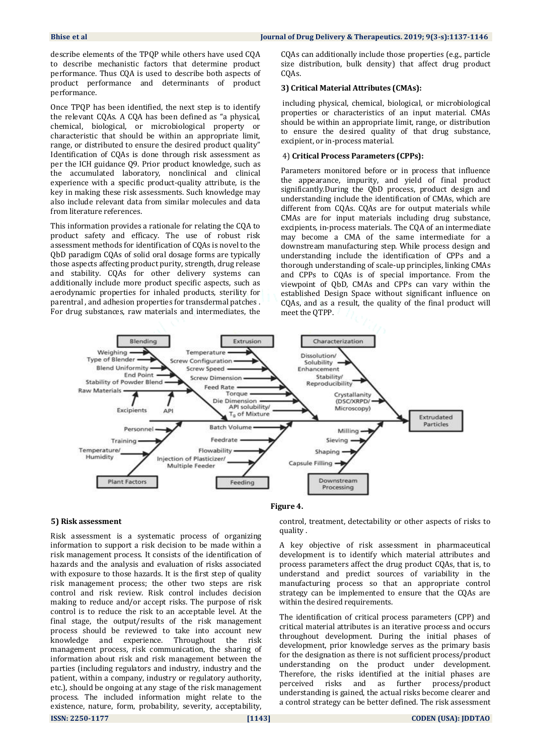describe elements of the TPQP while others have used CQA to describe mechanistic factors that determine product performance. Thus CQA is used to describe both aspects of product performance and determinants of product performance.

Once TPQP has been identified, the next step is to identify the relevant CQAs. A CQA has been defined as "a physical, chemical, biological, or microbiological property or characteristic that should be within an appropriate limit, range, or distributed to ensure the desired product quality" Identification of CQAs is done through risk assessment as per the ICH guidance Q9. Prior product knowledge, such as the accumulated laboratory, nonclinical and clinical experience with a specific product-quality attribute, is the key in making these risk assessments. Such knowledge may also include relevant data from similar molecules and data from literature references.

This information provides a rationale for relating the CQA to product safety and efficacy. The use of robust risk assessment methods for identification of CQAs is novel to the QbD paradigm CQAs of solid oral dosage forms are typically those aspects affecting product purity, strength, drug release and stability. CQAs for other delivery systems can additionally include more product specific aspects, such as aerodynamic properties for inhaled products, sterility for parentral , and adhesion properties for transdermal patches . For drug substances, raw materials and intermediates, the CQAs can additionally include those properties (e.g., particle size distribution, bulk density) that affect drug product CQAs.

**3) Critical Material Attributes (CMAs):**

including physical, chemical, biological, or microbiological properties or characteristics of an input material. CMAs should be within an appropriate limit, range, or distribution to ensure the desired quality of that drug substance, excipient, or in-process material.

4) **Critical Process Parameters (CPPs):**

Parameters monitored before or in process that influence the appearance, impurity, and yield of final product significantly.During the QbD process, product design and understanding include the identification of CMAs, which are different from CQAs. CQAs are for output materials while CMAs are for input materials including drug substance, excipients, in-process materials. The CQA of an intermediate may become a CMA of the same intermediate for a downstream manufacturing step. While process design and understanding include the identification of CPPs and a thorough understanding of scale-up principles, linking CMAs and CPPs to CQAs is of special importance. From the viewpoint of QbD, CMAs and CPPs can vary within the established Design Space without significant influence on CQAs, and as a result, the quality of the final product will meet the QTPP.

**Figure 4.**

**5) Risk assessment**

Risk assessment is a systematic process of organizing information to support a risk decision to be made within a risk management process. It consists of the identification of hazards and the analysis and evaluation of risks associated with exposure to those hazards. It is the first step of quality risk management process; the other two steps are risk control and risk review. Risk control includes decision making to reduce and/or accept risks. The purpose of risk control is to reduce the risk to an acceptable level. At the final stage, the output/results of the risk management process should be reviewed to take into account new knowledge and experience. Throughout the risk management process, risk communication, the sharing of information about risk and risk management between the parties (including regulators and industry, industry and the patient, within a company, industry or regulatory authority, etc.), should be ongoing at any stage of the risk management process. The included information might relate to the existence, nature, form, probability, severity, acceptability, control, treatment, detectability or other aspects of risks to quality .

A key objective of risk assessment in pharmaceutical development is to identify which material attributes and process parameters affect the drug product CQAs, that is, to understand and predict sources of variability in the manufacturing process so that an appropriate control strategy can be implemented to ensure that the CQAs are within the desired requirements.

The identification of critical process parameters (CPP) and critical material attributes is an iterative process and occurs throughout development. During the initial phases of development, prior knowledge serves as the primary basis for the designation as there is not sufficient process/product understanding on the product under development. Therefore, the risks identified at the initial phases are perceived risks and as further process/product understanding is gained, the actual risks become clearer and a control strategy can be better defined. The risk assessment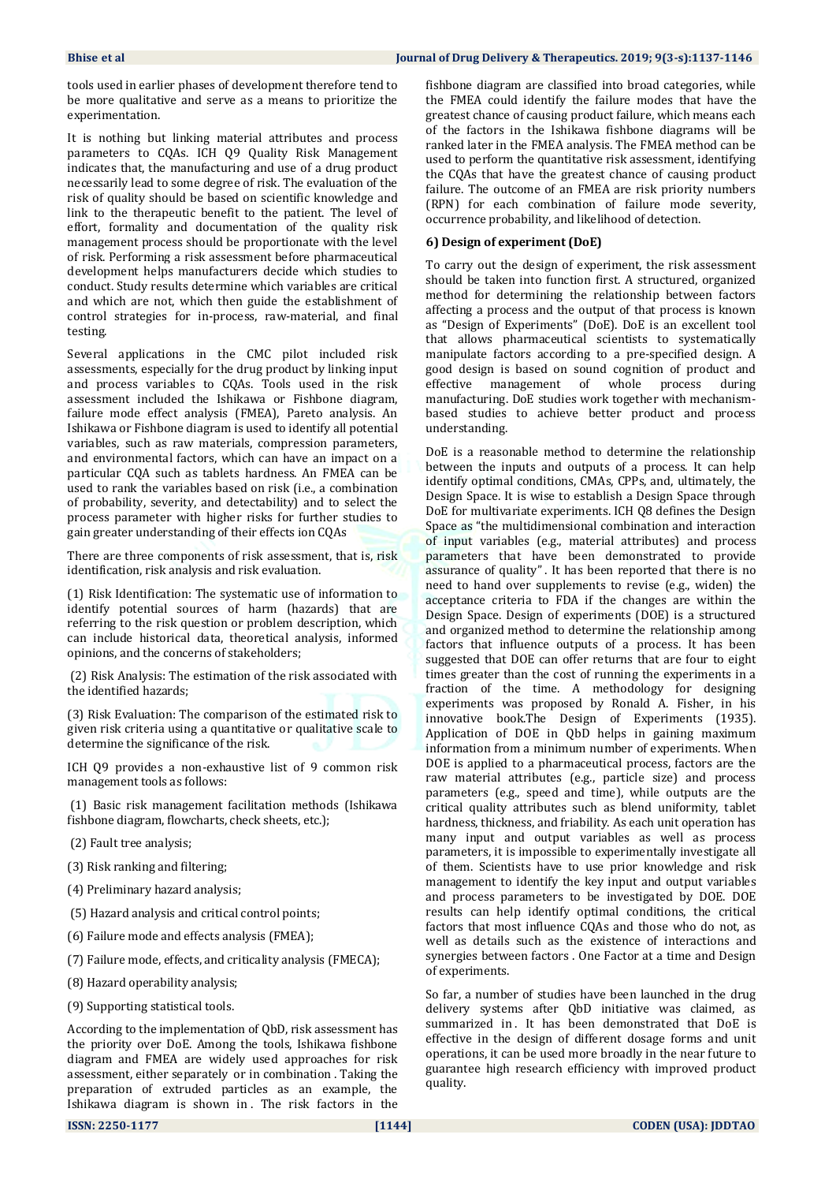tools used in earlier phases of development therefore tend to be more qualitative and serve as a means to prioritize the experimentation.

It is nothing but linking material attributes and process parameters to CQAs. ICH Q9 Quality Risk Management indicates that, the manufacturing and use of a drug product necessarily lead to some degree of risk. The evaluation of the risk of quality should be based on scientific knowledge and link to the therapeutic benefit to the patient. The level of effort, formality and documentation of the quality risk management process should be proportionate with the level of risk. Performing a risk assessment before pharmaceutical development helps manufacturers decide which studies to conduct. Study results determine which variables are critical and which are not, which then guide the establishment of control strategies for in-process, raw-material, and final testing.

Several applications in the CMC pilot included risk assessments, especially for the drug product by linking input and process variables to CQAs. Tools used in the risk assessment included the Ishikawa or Fishbone diagram, failure mode effect analysis (FMEA), Pareto analysis. An Ishikawa or Fishbone diagram is used to identify all potential variables, such as raw materials, compression parameters, and environmental factors, which can have an impact on a particular CQA such as tablets hardness. An FMEA can be used to rank the variables based on risk (i.e., a combination of probability, severity, and detectability) and to select the process parameter with higher risks for further studies to gain greater understanding of their effects ion CQAs

There are three components of risk assessment, that is, risk identification, risk analysis and risk evaluation.

(1) Risk Identification: The systematic use of information to identify potential sources of harm (hazards) that are referring to the risk question or problem description, which can include historical data, theoretical analysis, informed opinions, and the concerns of stakeholders;

(2) Risk Analysis: The estimation of the risk associated with the identified hazards;

(3) Risk Evaluation: The comparison of the estimated risk to given risk criteria using a quantitative or qualitative scale to determine the significance of the risk.

ICH Q9 provides a non-exhaustive list of 9 common risk management tools as follows:

(1) Basic risk management facilitation methods (Ishikawa fishbone diagram, flowcharts, check sheets, etc.);

(2) Fault tree analysis;

(3) Risk ranking and filtering;

(4) Preliminary hazard analysis;

(5) Hazard analysis and critical control points;

(6) Failure mode and effects analysis (FMEA);

(7) Failure mode, effects, and criticality analysis (FMECA);

(8) Hazard operability analysis;

(9) Supporting statistical tools.

According to the implementation of QbD, risk assessment has the priority over DoE. Among the tools, Ishikawa fishbone diagram and FMEA are widely used approaches for risk assessment, either separately or in combination . Taking the preparation of extruded particles as an example, the Ishikawa diagram is shown in . The risk factors in the fishbone diagram are classified into broad categories, while the FMEA could identify the failure modes that have the greatest chance of causing product failure, which means each of the factors in the Ishikawa fishbone diagrams will be ranked later in the FMEA analysis. The FMEA method can be used to perform the quantitative risk assessment, identifying the CQAs that have the greatest chance of causing product failure. The outcome of an FMEA are risk priority numbers (RPN) for each combination of failure mode severity, occurrence probability, and likelihood of detection.

**6) Design of experiment (DoE)**

To carry out the design of experiment, the risk assessment should be taken into function first. A structured, organized method for determining the relationship between factors affecting a process and the output of that process is known as "Design of Experiments" (DoE). DoE is an excellent tool that allows pharmaceutical scientists to systematically manipulate factors according to a pre-specified design. A good design is based on sound cognition of product and effective management of whole process during manufacturing. DoE studies work together with mechanism-based studies to achieve better product and process understanding.

DoE is a reasonable method to determine the relationship between the inputs and outputs of a process. It can help identify optimal conditions, CMAs, CPPs, and, ultimately, the Design Space. It is wise to establish a Design Space through DoE for multivariate experiments. ICH Q8 defines the Design Space as "the multidimensional combination and interaction of input variables (e.g., material attributes) and process parameters that have been demonstrated to provide assurance of quality" . It has been reported that there is no need to hand over supplements to revise (e.g., widen) the acceptance criteria to FDA if the changes are within the Design Space. Design of experiments (DOE) is a structured and organized method to determine the relationship among factors that influence outputs of a process. It has been suggested that DOE can offer returns that are four to eight times greater than the cost of running the experiments in a fraction of the time. A methodology for designing experiments was proposed by Ronald A. Fisher, in his innovative book.The Design of Experiments (1935). Application of DOE in QbD helps in gaining maximum information from a minimum number of experiments. When DOE is applied to a pharmaceutical process, factors are the raw material attributes (e.g., particle size) and process parameters (e.g., speed and time), while outputs are the critical quality attributes such as blend uniformity, tablet hardness, thickness, and friability. As each unit operation has many input and output variables as well as process parameters, it is impossible to experimentally investigate all of them. Scientists have to use prior knowledge and risk management to identify the key input and output variables and process parameters to be investigated by DOE. DOE results can help identify optimal conditions, the critical factors that most influence CQAs and those who do not, as well as details such as the existence of interactions and synergies between factors . One Factor at a time and Design of experiments.

So far, a number of studies have been launched in the drug delivery systems after QbD initiative was claimed, as summarized in . It has been demonstrated that DoE is effective in the design of different dosage forms and unit operations, it can be used more broadly in the near future to guarantee high research efficiency with improved product quality.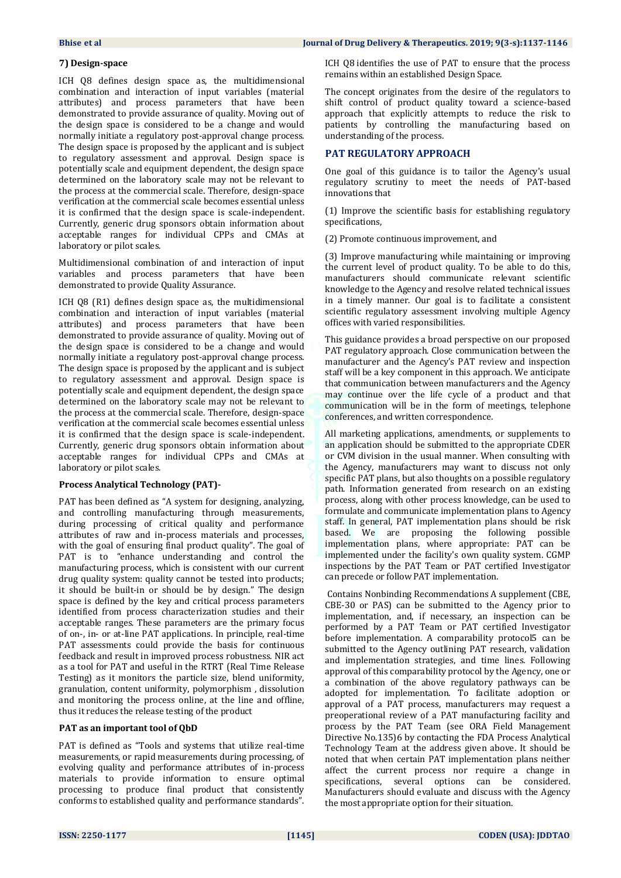**7) Design-space**

ICH Q8 defines design space as, the multidimensional combination and interaction of input variables (material attributes) and process parameters that have been demonstrated to provide assurance of quality. Moving out of the design space is considered to be a change and would normally initiate a regulatory post-approval change process. The design space is proposed by the applicant and is subject to regulatory assessment and approval. Design space is potentially scale and equipment dependent, the design space determined on the laboratory scale may not be relevant to the process at the commercial scale. Therefore, design-space verification at the commercial scale becomes essential unless it is confirmed that the design space is scale-independent. Currently, generic drug sponsors obtain information about acceptable ranges for individual CPPs and CMAs at laboratory or pilot scales.

Multidimensional combination of and interaction of input variables and process parameters that have been demonstrated to provide Quality Assurance.

ICH Q8 (R1) defines design space as, the multidimensional combination and interaction of input variables (material attributes) and process parameters that have been demonstrated to provide assurance of quality. Moving out of the design space is considered to be a change and would normally initiate a regulatory post-approval change process. The design space is proposed by the applicant and is subject to regulatory assessment and approval. Design space is potentially scale and equipment dependent, the design space determined on the laboratory scale may not be relevant to the process at the commercial scale. Therefore, design-space verification at the commercial scale becomes essential unless it is confirmed that the design space is scale-independent. Currently, generic drug sponsors obtain information about acceptable ranges for individual CPPs and CMAs at laboratory or pilot scales.

**Process Analytical Technology (PAT)-**

PAT has been defined as "A system for designing, analyzing, and controlling manufacturing through measurements, during processing of critical quality and performance attributes of raw and in-process materials and processes, with the goal of ensuring final product quality". The goal of PAT is to "enhance understanding and control the manufacturing process, which is consistent with our current drug quality system: quality cannot be tested into products; it should be built-in or should be by design." The design space is defined by the key and critical process parameters identified from process characterization studies and their acceptable ranges. These parameters are the primary focus of on-, in- or at-line PAT applications. In principle, real-time PAT assessments could provide the basis for continuous feedback and result in improved process robustness. NIR act as a tool for PAT and useful in the RTRT (Real Time Release Testing) as it monitors the particle size, blend uniformity, granulation, content uniformity, polymorphism , dissolution and monitoring the process online, at the line and offline, thus it reduces the release testing of the product

**PAT as an important tool of QbD**

PAT is defined as "Tools and systems that utilize real-time measurements, or rapid measurements during processing, of evolving quality and performance attributes of in-process materials to provide information to ensure optimal processing to produce final product that consistently conforms to established quality and performance standards". ICH Q8 identifies the use of PAT to ensure that the process remains within an established Design Space.

The concept originates from the desire of the regulators to shift control of product quality toward a science-based approach that explicitly attempts to reduce the risk to patients by controlling the manufacturing based on understanding of the process.

## PAT REGULATORY APPROACH

One goal of this guidance is to tailor the Agency's usual regulatory scrutiny to meet the needs of PAT-based innovations that

(1) Improve the scientific basis for establishing regulatory specifications,

(2) Promote continuous improvement, and

(3) Improve manufacturing while maintaining or improving the current level of product quality. To be able to do this, manufacturers should communicate relevant scientific knowledge to the Agency and resolve related technical issues in a timely manner. Our goal is to facilitate a consistent scientific regulatory assessment involving multiple Agency offices with varied responsibilities.

This guidance provides a broad perspective on our proposed PAT regulatory approach. Close communication between the manufacturer and the Agency's PAT review and inspection staff will be a key component in this approach. We anticipate that communication between manufacturers and the Agency may continue over the life cycle of a product and that communication will be in the form of meetings, telephone conferences, and written correspondence.

All marketing applications, amendments, or supplements to an application should be submitted to the appropriate CDER or CVM division in the usual manner. When consulting with the Agency, manufacturers may want to discuss not only specific PAT plans, but also thoughts on a possible regulatory path. Information generated from research on an existing process, along with other process knowledge, can be used to formulate and communicate implementation plans to Agency staff. In general, PAT implementation plans should be risk based. We are proposing the following possible implementation plans, where appropriate: PAT can be implemented under the facility's own quality system. CGMP inspections by the PAT Team or PAT certified Investigator can precede or follow PAT implementation.

Contains Nonbinding Recommendations A supplement (CBE, CBE-30 or PAS) can be submitted to the Agency prior to implementation, and, if necessary, an inspection can be performed by a PAT Team or PAT certified Investigator before implementation. A comparability protocol5 can be submitted to the Agency outlining PAT research, validation and implementation strategies, and time lines. Following approval of this comparability protocol by the Agency, one or a combination of the above regulatory pathways can be adopted for implementation. To facilitate adoption or approval of a PAT process, manufacturers may request a preoperational review of a PAT manufacturing facility and process by the PAT Team (see ORA Field Management Directive No.135)6 by contacting the FDA Process Analytical Technology Team at the address given above. It should be noted that when certain PAT implementation plans neither affect the current process nor require a change in specifications, several options can be considered. Manufacturers should evaluate and discuss with the Agency the most appropriate option for their situation.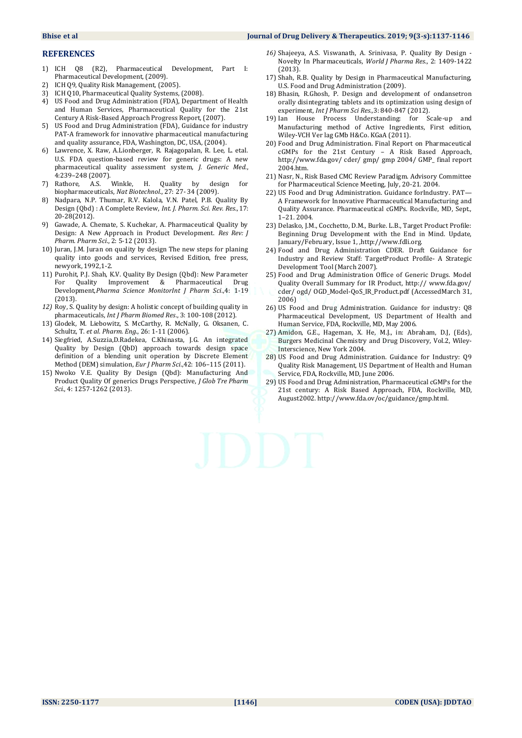## REFERENCES

1) ICH Q8 (R2), Pharmaceutical Development, Part I: Pharmaceutical Development, (2009).
2) ICH Q9, Quality Risk Management, (2005).
3) ICH Q10, Pharmaceutical Quality Systems, (2008).
4) US Food and Drug Administration (FDA), Department of Health and Human Services, Pharmaceutical Quality for the 21st Century A Risk-Based Approach Progress Report, (2007).
5) US Food and Drug Administration (FDA), Guidance for industry PAT-A framework for innovative pharmaceutical manufacturing and quality assurance, FDA, Washington, DC, USA, (2004).
6) Lawrence, X. Raw, A.Lionberger, R. Rajagopalan, R. Lee, L. etal. U.S. FDA question-based review for generic drugs: A new pharmaceutical quality assessment system, *J. Generic Med.*, 4:239–248 (2007).
7) Rathore, A.S. Winkle, H. Quality by design for biopharmaceuticals, *Nat Biotechnol.*, 27: 27- 34 (2009).
8) Nadpara, N.P. Thumar, R.V. Kalola, V.N. Patel, P.B. Quality By Design (Qbd) : A Complete Review, *Int. J. Pharm. Sci. Rev. Res.*, 17: 20-28(2012).
9) Gawade, A. Chemate, S. Kuchekar, A. Pharmaceutical Quality by Design: A New Approach in Product Development. *Res Rev: J Pharm. Pharm Sci.*, 2: 5-12 (2013).
10) Juran, J.M. Juran on quality by design The new steps for planing quality into goods and services, Revised Edition, free press, newyork, 1992,1-2.
11) Purohit, P.J. Shah, K.V. Quality By Design (Qbd): New Parameter For Quality Improvement & Pharmaceutical Drug Development,*Pharma Science MonitorInt J Pharm Sci.*,4: 1-19 (2013).
12) Roy, S. Quality by design: A holistic concept of building quality in pharmaceuticals, *Int J Pharm Biomed Res.*, 3: 100-108 (2012).
13) Glodek, M. Liebowitz, S. McCarthy, R. McNally, G. Oksanen, C. Schultz, T. *et al. Pharm. Eng.*, 26: 1-11 (2006).
14) Siegfried, A.Suzzia,D.Radekea, C.Khinasta, J.G. An integrated Quality by Design (QbD) approach towards design space definition of a blending unit operation by Discrete Element Method (DEM) simulation, *Eur J Pharm Sci.*,42: 106–115 (2011).
15) Nwoko V.E. Quality By Design (Qbd): Manufacturing And Product Quality Of generics Drugs Perspective, *J Glob Tre Pharm Sci.*, 4: 1257-1262 (2013).
16) Shajeeya, A.S. Viswanath, A. Srinivasa, P. Quality By Design - Novelty In Pharmaceuticals, *World J Pharma Res.*, 2: 1409-1422 (2013).
17) Shah, R.B. Quality by Design in Pharmaceutical Manufacturing, U.S. Food and Drug Administration (2009).
18) Bhasin, R.Ghosh, P. Design and development of ondansetron orally disintegrating tablets and its optimization using design of experiment, *Int J Pharm Sci Res.*,3: 840-847 (2012).
19) Ian House Process Understanding: for Scale-up and Manufacturing method of Active Ingredients, First edition, Wiley-VCH Ver lag GMb H&Co. KGaA (2011).
20) Food and Drug Administration. Final Report on Pharmaceutical cGMPs for the 21st Century – A Risk Based Approach, http://www.fda.gov/ cder/ gmp/ gmp 2004/ GMP_ final report 2004.htm.
21) Nasr, N., Risk Based CMC Review Paradigm. Advisory Committee for Pharmaceutical Science Meeting, July, 20-21. 2004.
22) US Food and Drug Administration. Guidance forIndustry. PAT—A Framework for Innovative Pharmaceutical Manufacturing and Quality Assurance. Pharmaceutical cGMPs. Rockville, MD, Sept., 1–21. 2004.
23) Delasko, J.M., Cocchetto, D.M., Burke. L.B., Target Product Profile: Beginning Drug Development with the End in Mind. Update, January/February, Issue 1, ,http://www.fdli.org.
24) Food and Drug Administration CDER. Draft Guidance for Industry and Review Staff: TargetProduct Profile- A Strategic Development Tool (March 2007).
25) Food and Drug Administration Office of Generic Drugs. Model Quality Overall Summary for IR Product, http:// www.fda.gov/ cder/ ogd/ OGD_Model-QoS_IR_Product.pdf (AccessedMarch 31, 2006)
26) US Food and Drug Administration. Guidance for industry: Q8 Pharmaceutical Development, US Department of Health and Human Service, FDA, Rockville, MD, May 2006.
27) Amidon, G.E., Hageman, X. He, M.J., in: Abraham, D.J, (Eds), Burgers Medicinal Chemistry and Drug Discovery, Vol.2, Wiley-Interscience, New York 2004.
28) US Food and Drug Administration. Guidance for Industry: Q9 Quality Risk Management, US Department of Health and Human Service, FDA, Rockville, MD, June 2006.
29) US Food and Drug Administration, Pharmaceutical cGMPs for the 21st century: A Risk Based Approach, FDA, Rockville, MD, August2002. http://www.fda.ov/oc/guidance/gmp.html.